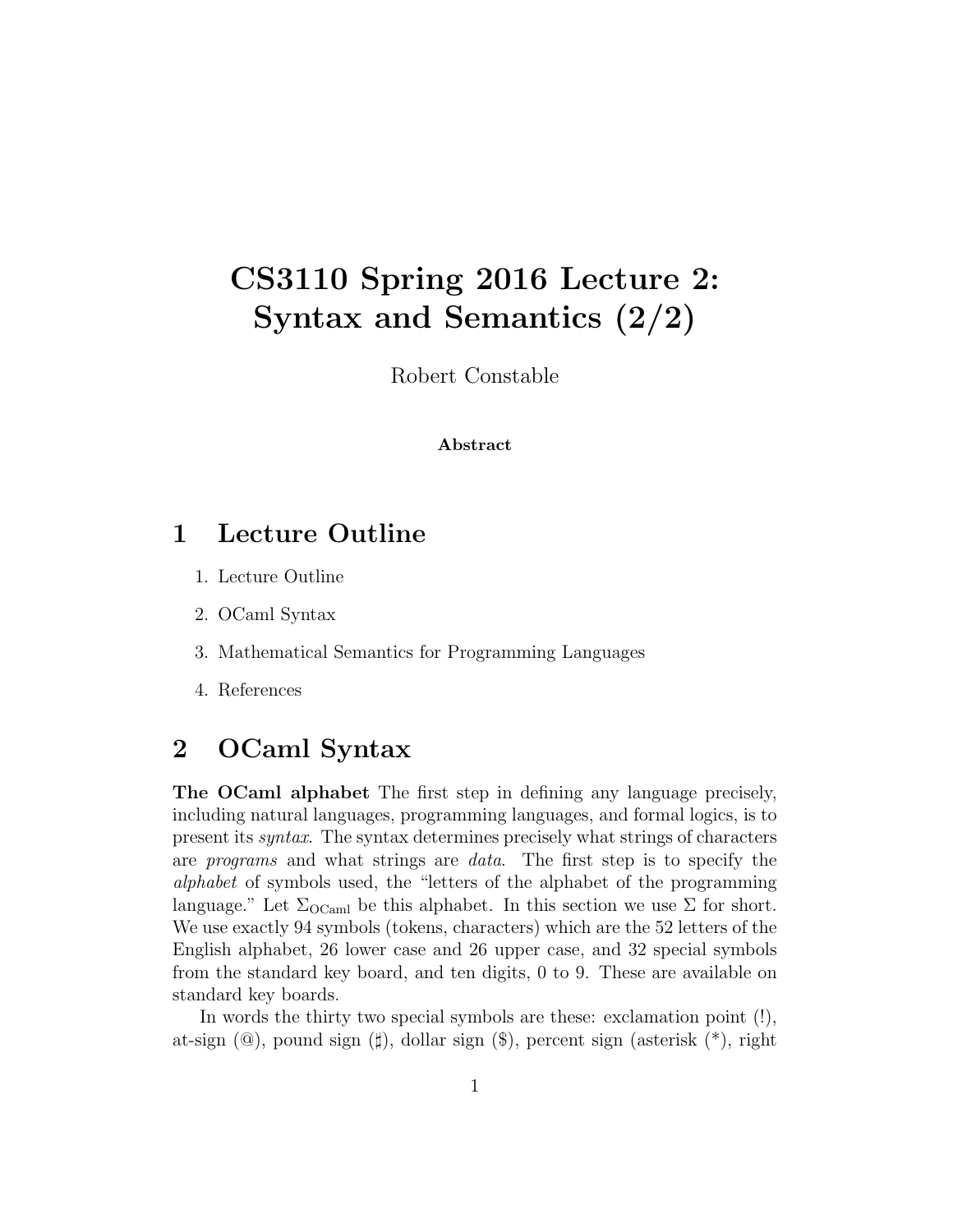# CS3110 Spring 2016 Lecture 2: Syntax and Semantics (2/2)

Robert Constable

**Abstract**

## 1 Lecture Outline

1. Lecture Outline
2. OCaml Syntax
3. Mathematical Semantics for Programming Languages
4. References

## 2 OCaml Syntax

**The OCaml alphabet** The first step in defining any language precisely, including natural languages, programming languages, and formal logics, is to present its *syntax*. The syntax determines precisely what strings of characters are *programs* and what strings are *data*. The first step is to specify the *alphabet* of symbols used, the "letters of the alphabet of the programming language." Let $\Sigma_{\text{OCaml}}$ be this alphabet. In this section we use $\Sigma$ for short. We use exactly 94 symbols (tokens, characters) which are the 52 letters of the English alphabet, 26 lower case and 26 upper case, and 32 special symbols from the standard key board, and ten digits, 0 to 9. These are available on standard key boards.

In words the thirty two special symbols are these: exclamation point (!), at-sign (@), pound sign (♯), dollar sign ($), percent sign (asterisk (*), right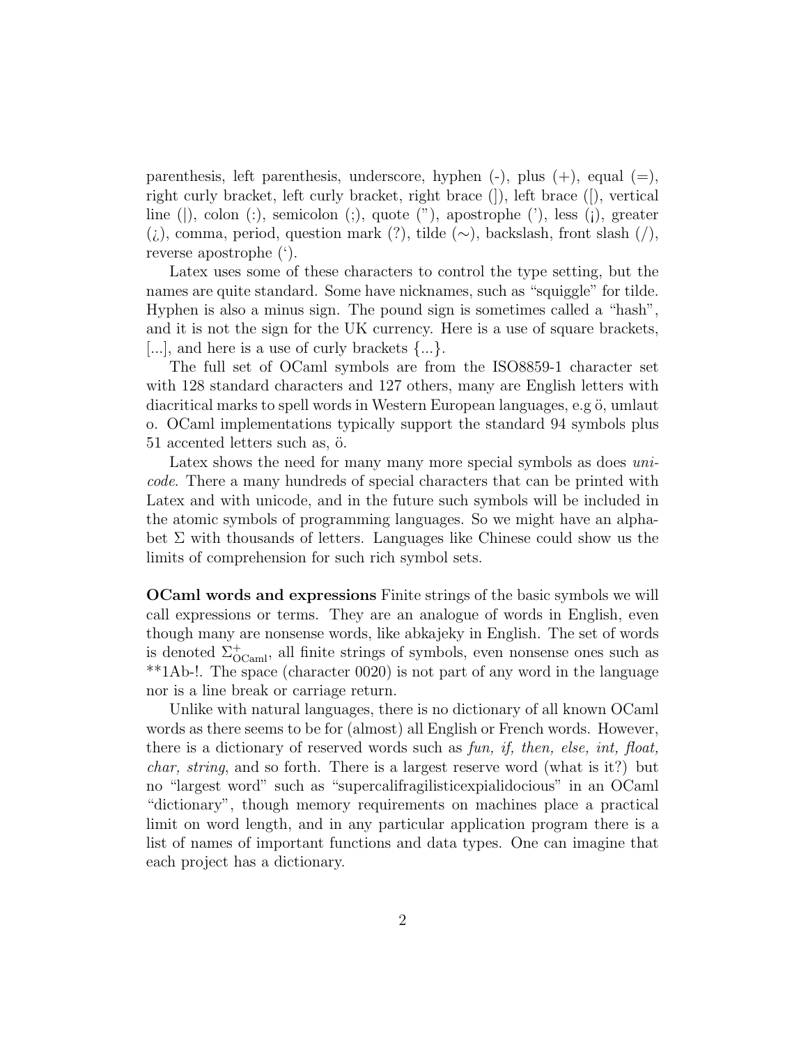parenthesis, left parenthesis, underscore, hyphen (-), plus (+), equal (=), right curly bracket, left curly bracket, right brace (]), left brace ([), vertical line (|), colon (:), semicolon (;), quote ("), apostrophe ('), less (¡), greater (¿), comma, period, question mark (?), tilde (∼), backslash, front slash (/), reverse apostrophe (‘).

Latex uses some of these characters to control the type setting, but the names are quite standard. Some have nicknames, such as "squiggle" for tilde. Hyphen is also a minus sign. The pound sign is sometimes called a "hash", and it is not the sign for the UK currency. Here is a use of square brackets, [...], and here is a use of curly brackets {...}.

The full set of OCaml symbols are from the ISO8859-1 character set with 128 standard characters and 127 others, many are English letters with diacritical marks to spell words in Western European languages, e.g ö, umlaut o. OCaml implementations typically support the standard 94 symbols plus 51 accented letters such as, ö.

Latex shows the need for many many more special symbols as does *unicode*. There a many hundreds of special characters that can be printed with Latex and with unicode, and in the future such symbols will be included in the atomic symbols of programming languages. So we might have an alphabet $\Sigma$ with thousands of letters. Languages like Chinese could show us the limits of comprehension for such rich symbol sets.

**OCaml words and expressions** Finite strings of the basic symbols we will call expressions or terms. They are an analogue of words in English, even though many are nonsense words, like abkajeky in English. The set of words is denoted $\Sigma^{+}_{\text{OCaml}}$, all finite strings of symbols, even nonsense ones such as **1Ab-!. The space (character 0020) is not part of any word in the language nor is a line break or carriage return.

Unlike with natural languages, there is no dictionary of all known OCaml words as there seems to be for (almost) all English or French words. However, there is a dictionary of reserved words such as *fun, if, then, else, int, float, char, string*, and so forth. There is a largest reserve word (what is it?) but no "largest word" such as "supercalifragilisticexpialidocious" in an OCaml "dictionary", though memory requirements on machines place a practical limit on word length, and in any particular application program there is a list of names of important functions and data types. One can imagine that each project has a dictionary.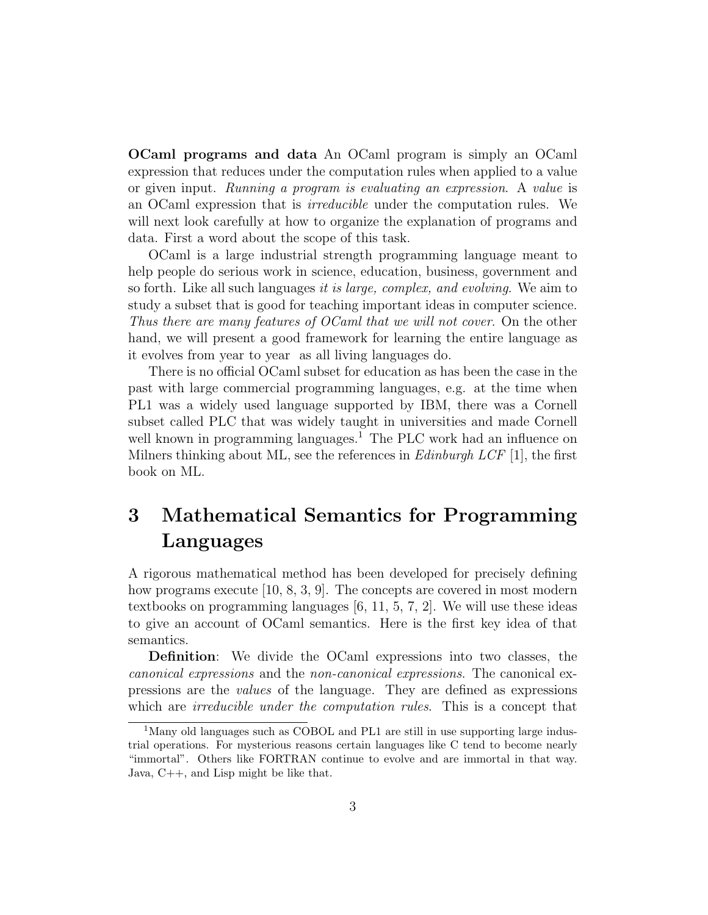**OCaml programs and data** An OCaml program is simply an OCaml expression that reduces under the computation rules when applied to a value or given input. *Running a program is evaluating an expression*. A *value* is an OCaml expression that is *irreducible* under the computation rules. We will next look carefully at how to organize the explanation of programs and data. First a word about the scope of this task.

OCaml is a large industrial strength programming language meant to help people do serious work in science, education, business, government and so forth. Like all such languages *it is large, complex, and evolving*. We aim to study a subset that is good for teaching important ideas in computer science. *Thus there are many features of OCaml that we will not cover*. On the other hand, we will present a good framework for learning the entire language as it evolves from year to year as all living languages do.

There is no official OCaml subset for education as has been the case in the past with large commercial programming languages, e.g. at the time when PL1 was a widely used language supported by IBM, there was a Cornell subset called PLC that was widely taught in universities and made Cornell well known in programming languages.[1] The PLC work had an influence on Milners thinking about ML, see the references in *Edinburgh LCF* [1], the first book on ML.

# 3 Mathematical Semantics for Programming Languages

A rigorous mathematical method has been developed for precisely defining how programs execute [10, 8, 3, 9]. The concepts are covered in most modern textbooks on programming languages [6, 11, 5, 7, 2]. We will use these ideas to give an account of OCaml semantics. Here is the first key idea of that semantics.

**Definition**: We divide the OCaml expressions into two classes, the *canonical expressions* and the *non-canonical expressions*. The canonical expressions are the *values* of the language. They are defined as expressions which are *irreducible under the computation rules*. This is a concept that

[1] Many old languages such as COBOL and PL1 are still in use supporting large industrial operations. For mysterious reasons certain languages like C tend to become nearly "immortal". Others like FORTRAN continue to evolve and are immortal in that way. Java, C++, and Lisp might be like that.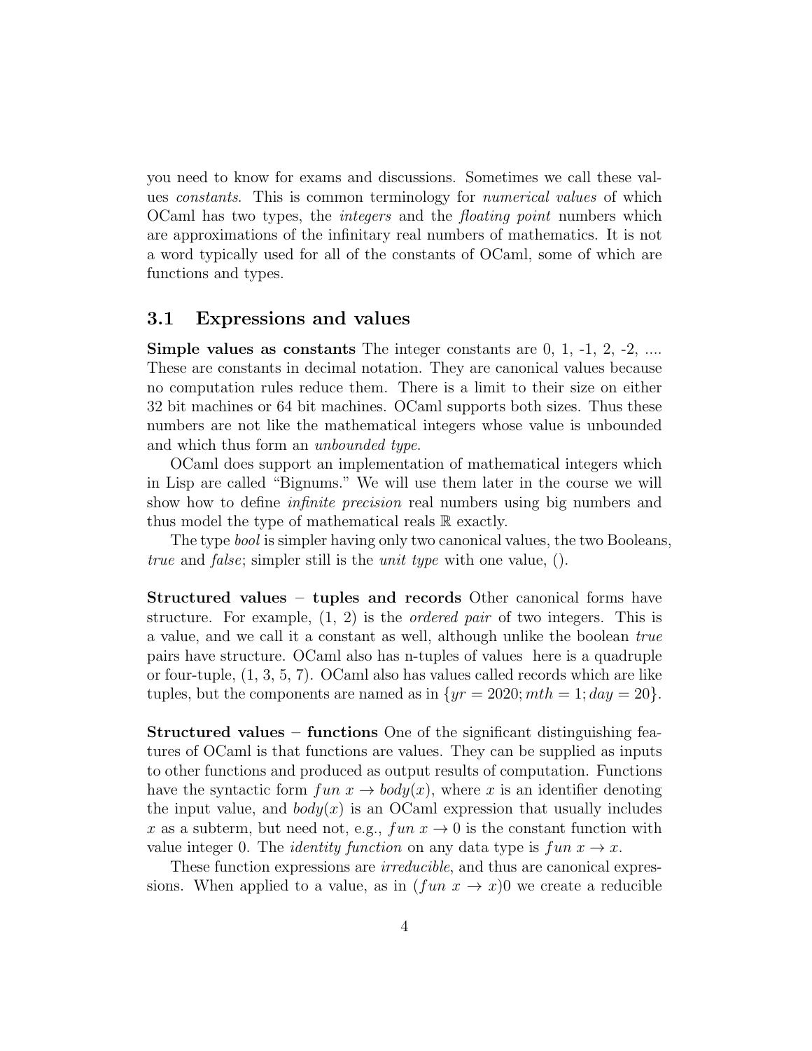you need to know for exams and discussions. Sometimes we call these values *constants*. This is common terminology for *numerical values* of which OCaml has two types, the *integers* and the *floating point* numbers which are approximations of the infinitary real numbers of mathematics. It is not a word typically used for all of the constants of OCaml, some of which are functions and types.

## 3.1 Expressions and values

**Simple values as constants** The integer constants are 0, 1, -1, 2, -2, .... These are constants in decimal notation. They are canonical values because no computation rules reduce them. There is a limit to their size on either 32 bit machines or 64 bit machines. OCaml supports both sizes. Thus these numbers are not like the mathematical integers whose value is unbounded and which thus form an *unbounded type*.

OCaml does support an implementation of mathematical integers which in Lisp are called "Bignums." We will use them later in the course we will show how to define *infinite precision* real numbers using big numbers and thus model the type of mathematical reals $\mathbb{R}$ exactly.

The type *bool* is simpler having only two canonical values, the two Booleans, *true* and *false*; simpler still is the *unit type* with one value, ().

**Structured values – tuples and records** Other canonical forms have structure. For example, (1, 2) is the *ordered pair* of two integers. This is a value, and we call it a constant as well, although unlike the boolean *true* pairs have structure. OCaml also has n-tuples of values here is a quadruple or four-tuple, (1, 3, 5, 7). OCaml also has values called records which are like tuples, but the components are named as in $\{yr = 2020; mth = 1; day = 20\}$.

**Structured values – functions** One of the significant distinguishing features of OCaml is that functions are values. They can be supplied as inputs to other functions and produced as output results of computation. Functions have the syntactic form $fun\ x \rightarrow body(x)$, where $x$ is an identifier denoting the input value, and $body(x)$ is an OCaml expression that usually includes $x$ as a subterm, but need not, e.g., $fun\ x \rightarrow 0$ is the constant function with value integer 0. The *identity function* on any data type is $fun\ x \rightarrow x$.

These function expressions are *irreducible*, and thus are canonical expressions. When applied to a value, as in $(fun\ x \rightarrow x)0$ we create a reducible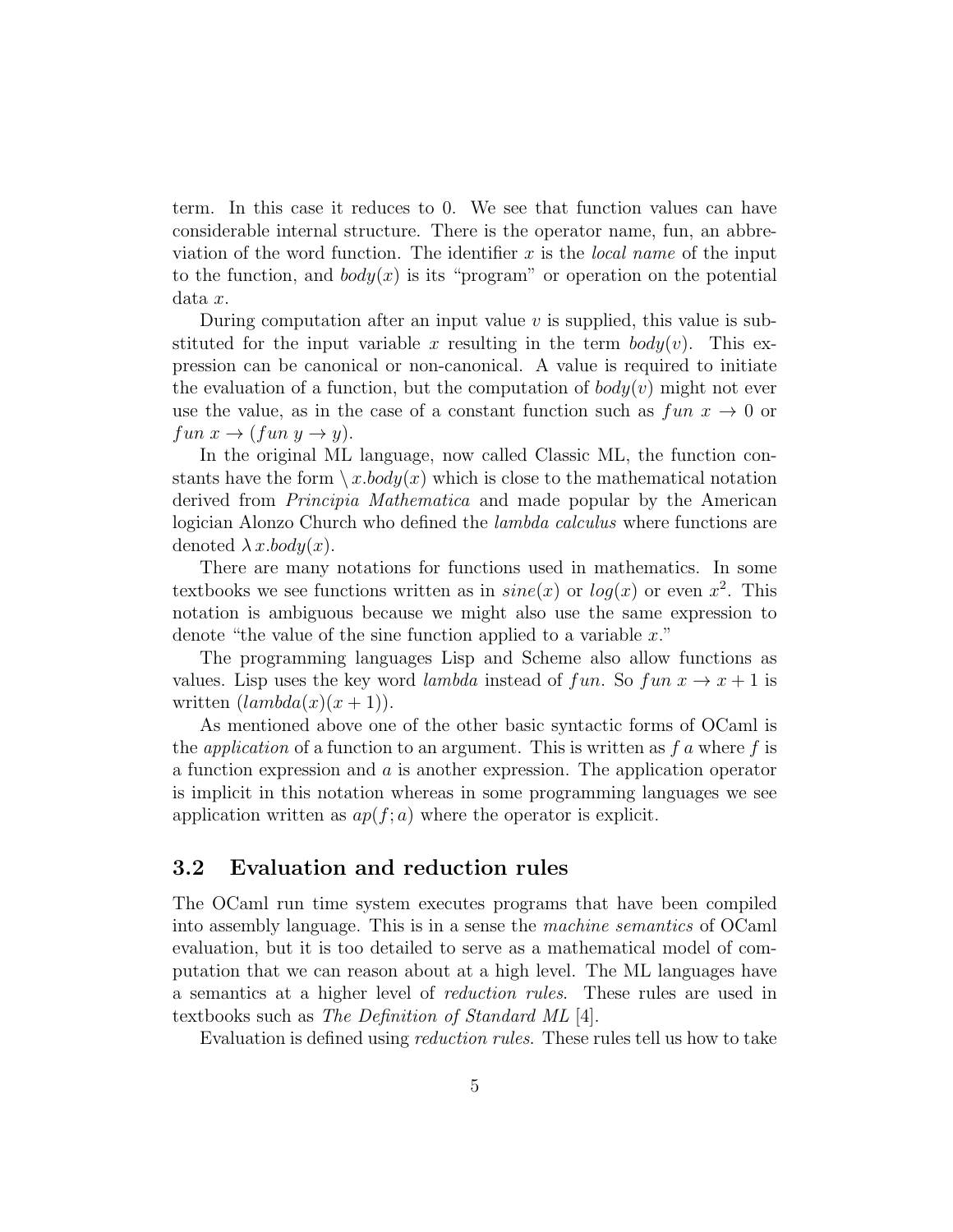term. In this case it reduces to 0. We see that function values can have considerable internal structure. There is the operator name, fun, an abbreviation of the word function. The identifier $x$ is the *local name* of the input to the function, and $body(x)$ is its "program" or operation on the potential data $x$.

During computation after an input value $v$ is supplied, this value is substituted for the input variable $x$ resulting in the term $body(v)$. This expression can be canonical or non-canonical. A value is required to initiate the evaluation of a function, but the computation of $body(v)$ might not ever use the value, as in the case of a constant function such as $fun\ x \rightarrow 0$ or $fun\ x \rightarrow (fun\ y \rightarrow y)$.

In the original ML language, now called Classic ML, the function constants have the form $\backslash\, x.body(x)$ which is close to the mathematical notation derived from *Principia Mathematica* and made popular by the American logician Alonzo Church who defined the *lambda calculus* where functions are denoted $\lambda\, x.body(x)$.

There are many notations for functions used in mathematics. In some textbooks we see functions written as in $sine(x)$ or $log(x)$ or even $x^2$. This notation is ambiguous because we might also use the same expression to denote "the value of the sine function applied to a variable $x$."

The programming languages Lisp and Scheme also allow functions as values. Lisp uses the key word *lambda* instead of $fun$. So $fun\ x \rightarrow x + 1$ is written $(lambda(x)(x + 1))$.

As mentioned above one of the other basic syntactic forms of OCaml is the *application* of a function to an argument. This is written as $f\ a$ where $f$ is a function expression and $a$ is another expression. The application operator is implicit in this notation whereas in some programming languages we see application written as $ap(f; a)$ where the operator is explicit.

## 3.2 Evaluation and reduction rules

The OCaml run time system executes programs that have been compiled into assembly language. This is in a sense the *machine semantics* of OCaml evaluation, but it is too detailed to serve as a mathematical model of computation that we can reason about at a high level. The ML languages have a semantics at a higher level of *reduction rules*. These rules are used in textbooks such as *The Definition of Standard ML* [4].

Evaluation is defined using *reduction rules*. These rules tell us how to take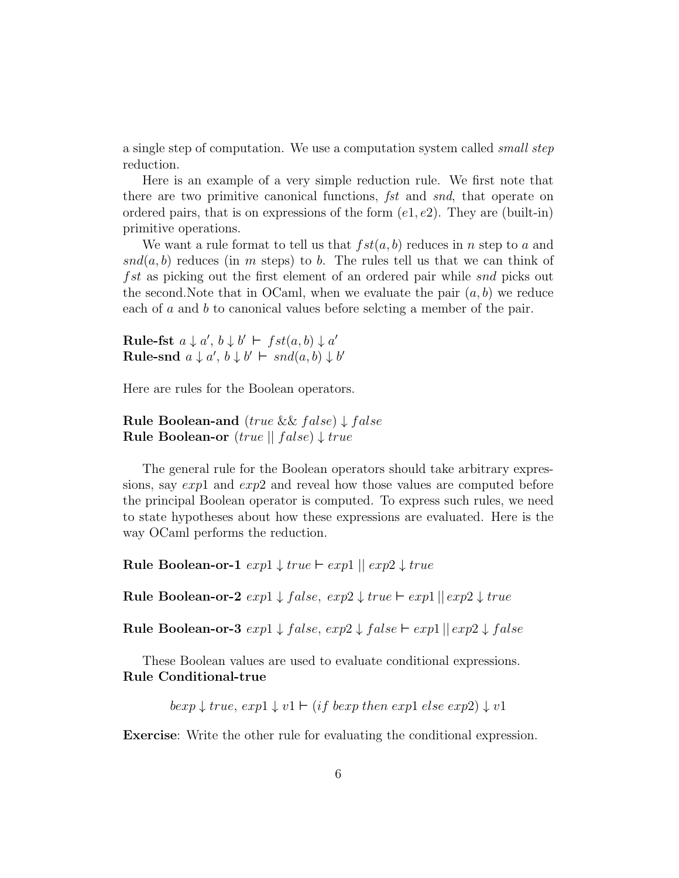a single step of computation. We use a computation system called *small step* reduction.

Here is an example of a very simple reduction rule. We first note that there are two primitive canonical functions, *fst* and *snd*, that operate on ordered pairs, that is on expressions of the form $(e1, e2)$. They are (built-in) primitive operations.

We want a rule format to tell us that $fst(a, b)$ reduces in $n$ step to $a$ and $snd(a, b)$ reduces (in $m$ steps) to $b$. The rules tell us that we can think of $fst$ as picking out the first element of an ordered pair while $snd$ picks out the second.Note that in OCaml, when we evaluate the pair $(a, b)$ we reduce each of $a$ and $b$ to canonical values before selcting a member of the pair.

**Rule-fst** $a \downarrow a',\, b \downarrow b' \vdash\ fst(a, b) \downarrow a'$
**Rule-snd** $a \downarrow a',\, b \downarrow b' \vdash\ snd(a, b) \downarrow b'$

Here are rules for the Boolean operators.

**Rule Boolean-and** $(true\ \&\&\ false) \downarrow false$
**Rule Boolean-or** $(true\ ||\ false) \downarrow true$

The general rule for the Boolean operators should take arbitrary expressions, say $exp1$ and $exp2$ and reveal how those values are computed before the principal Boolean operator is computed. To express such rules, we need to state hypotheses about how these expressions are evaluated. Here is the way OCaml performs the reduction.

**Rule Boolean-or-1** $exp1 \downarrow true \vdash exp1\ ||\ exp2 \downarrow true$

**Rule Boolean-or-2** $exp1 \downarrow false,\ exp2 \downarrow true \vdash exp1\, ||\, exp2 \downarrow true$

**Rule Boolean-or-3** $exp1 \downarrow false,\ exp2 \downarrow false \vdash exp1\, ||\, exp2 \downarrow false$

These Boolean values are used to evaluate conditional expressions.
**Rule Conditional-true**

$$bexp \downarrow true,\ exp1 \downarrow v1 \vdash (if\ bexp\ then\ exp1\ else\ exp2) \downarrow v1$$

**Exercise**: Write the other rule for evaluating the conditional expression.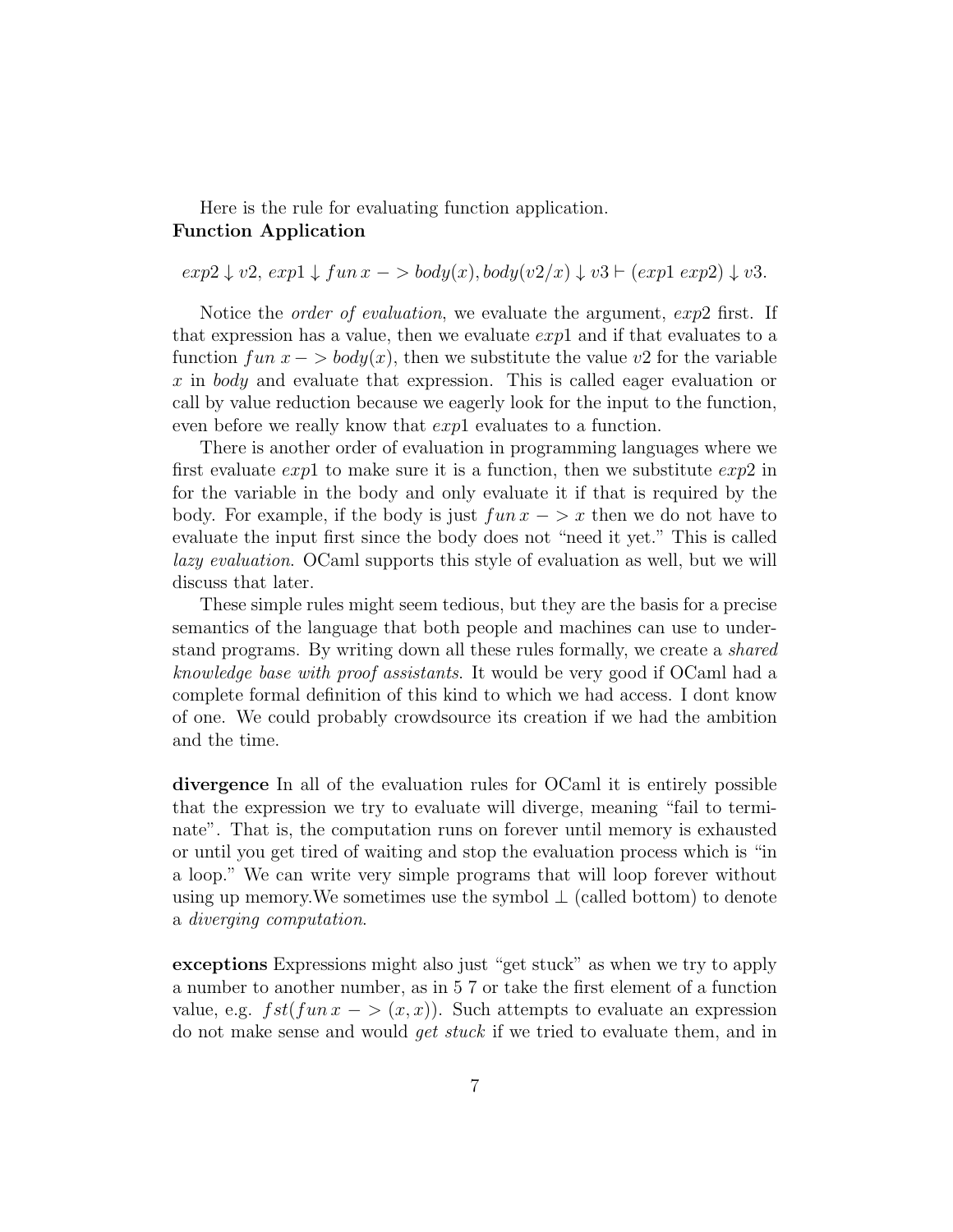Here is the rule for evaluating function application.

**Function Application**

$$exp2 \downarrow v2,\, exp1 \downarrow fun\, x -> body(x), body(v2/x) \downarrow v3 \vdash (exp1\; exp2) \downarrow v3.$$

Notice the *order of evaluation*, we evaluate the argument, $exp2$ first. If that expression has a value, then we evaluate $exp1$ and if that evaluates to a function $fun\, x -> body(x)$, then we substitute the value $v2$ for the variable $x$ in *body* and evaluate that expression. This is called eager evaluation or call by value reduction because we eagerly look for the input to the function, even before we really know that $exp1$ evaluates to a function.

There is another order of evaluation in programming languages where we first evaluate $exp1$ to make sure it is a function, then we substitute $exp2$ in for the variable in the body and only evaluate it if that is required by the body. For example, if the body is just $fun\, x -> x$ then we do not have to evaluate the input first since the body does not "need it yet." This is called *lazy evaluation*. OCaml supports this style of evaluation as well, but we will discuss that later.

These simple rules might seem tedious, but they are the basis for a precise semantics of the language that both people and machines can use to understand programs. By writing down all these rules formally, we create a *shared knowledge base with proof assistants*. It would be very good if OCaml had a complete formal definition of this kind to which we had access. I dont know of one. We could probably crowdsource its creation if we had the ambition and the time.

**divergence** In all of the evaluation rules for OCaml it is entirely possible that the expression we try to evaluate will diverge, meaning "fail to terminate". That is, the computation runs on forever until memory is exhausted or until you get tired of waiting and stop the evaluation process which is "in a loop." We can write very simple programs that will loop forever without using up memory.We sometimes use the symbol $\perp$ (called bottom) to denote a *diverging computation*.

**exceptions** Expressions might also just "get stuck" as when we try to apply a number to another number, as in 5 7 or take the first element of a function value, e.g. $fst(fun\, x -> (x, x))$. Such attempts to evaluate an expression do not make sense and would *get stuck* if we tried to evaluate them, and in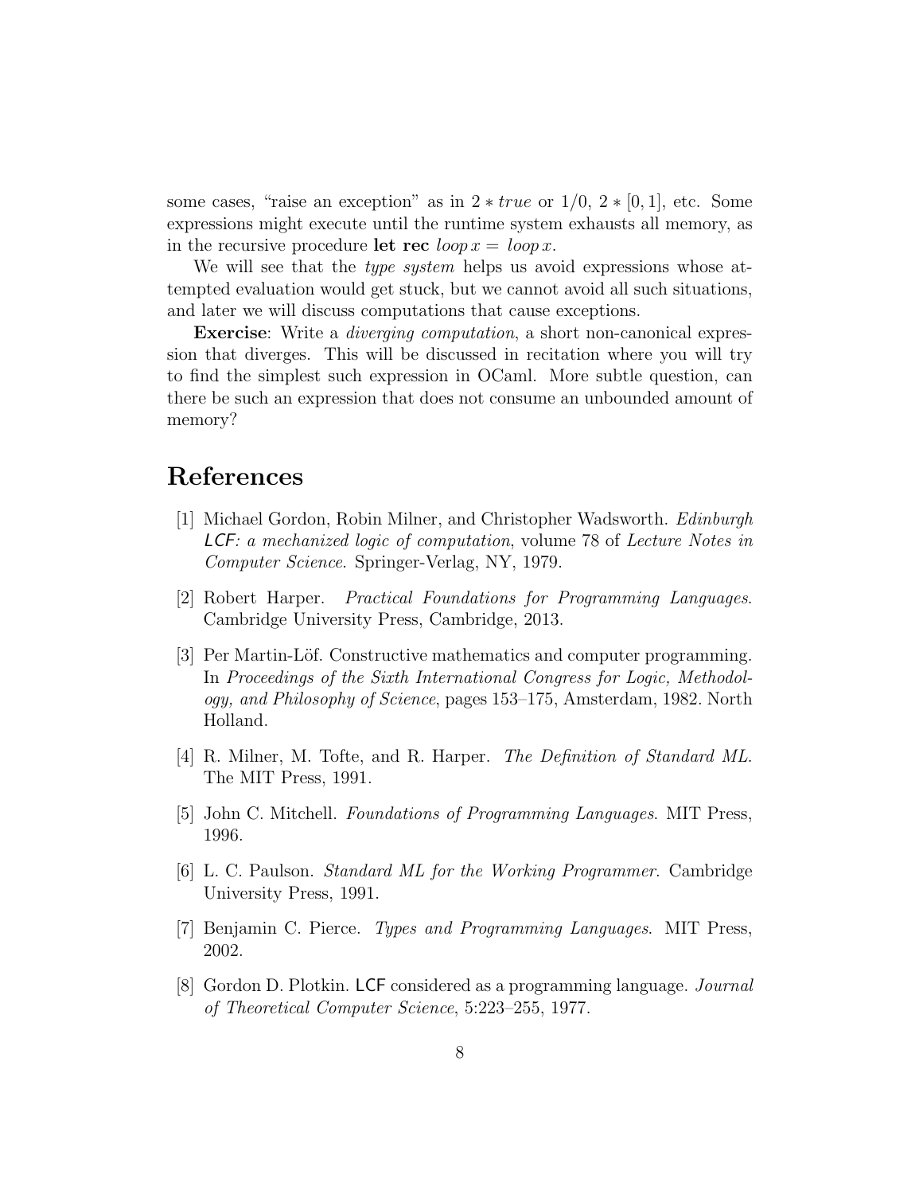some cases, "raise an exception" as in $2 * true$ or $1/0$, $2 * [0, 1]$, etc. Some expressions might execute until the runtime system exhausts all memory, as in the recursive procedure **let rec** $loop\, x = loop\, x$.

We will see that the *type system* helps us avoid expressions whose attempted evaluation would get stuck, but we cannot avoid all such situations, and later we will discuss computations that cause exceptions.

**Exercise**: Write a *diverging computation*, a short non-canonical expression that diverges. This will be discussed in recitation where you will try to find the simplest such expression in OCaml. More subtle question, can there be such an expression that does not consume an unbounded amount of memory?

# References

[1] Michael Gordon, Robin Milner, and Christopher Wadsworth. *Edinburgh LCF: a mechanized logic of computation*, volume 78 of *Lecture Notes in Computer Science*. Springer-Verlag, NY, 1979.

[2] Robert Harper. *Practical Foundations for Programming Languages*. Cambridge University Press, Cambridge, 2013.

[3] Per Martin-Löf. Constructive mathematics and computer programming. In *Proceedings of the Sixth International Congress for Logic, Methodology, and Philosophy of Science*, pages 153–175, Amsterdam, 1982. North Holland.

[4] R. Milner, M. Tofte, and R. Harper. *The Definition of Standard ML*. The MIT Press, 1991.

[5] John C. Mitchell. *Foundations of Programming Languages*. MIT Press, 1996.

[6] L. C. Paulson. *Standard ML for the Working Programmer*. Cambridge University Press, 1991.

[7] Benjamin C. Pierce. *Types and Programming Languages*. MIT Press, 2002.

[8] Gordon D. Plotkin. LCF considered as a programming language. *Journal of Theoretical Computer Science*, 5:223–255, 1977.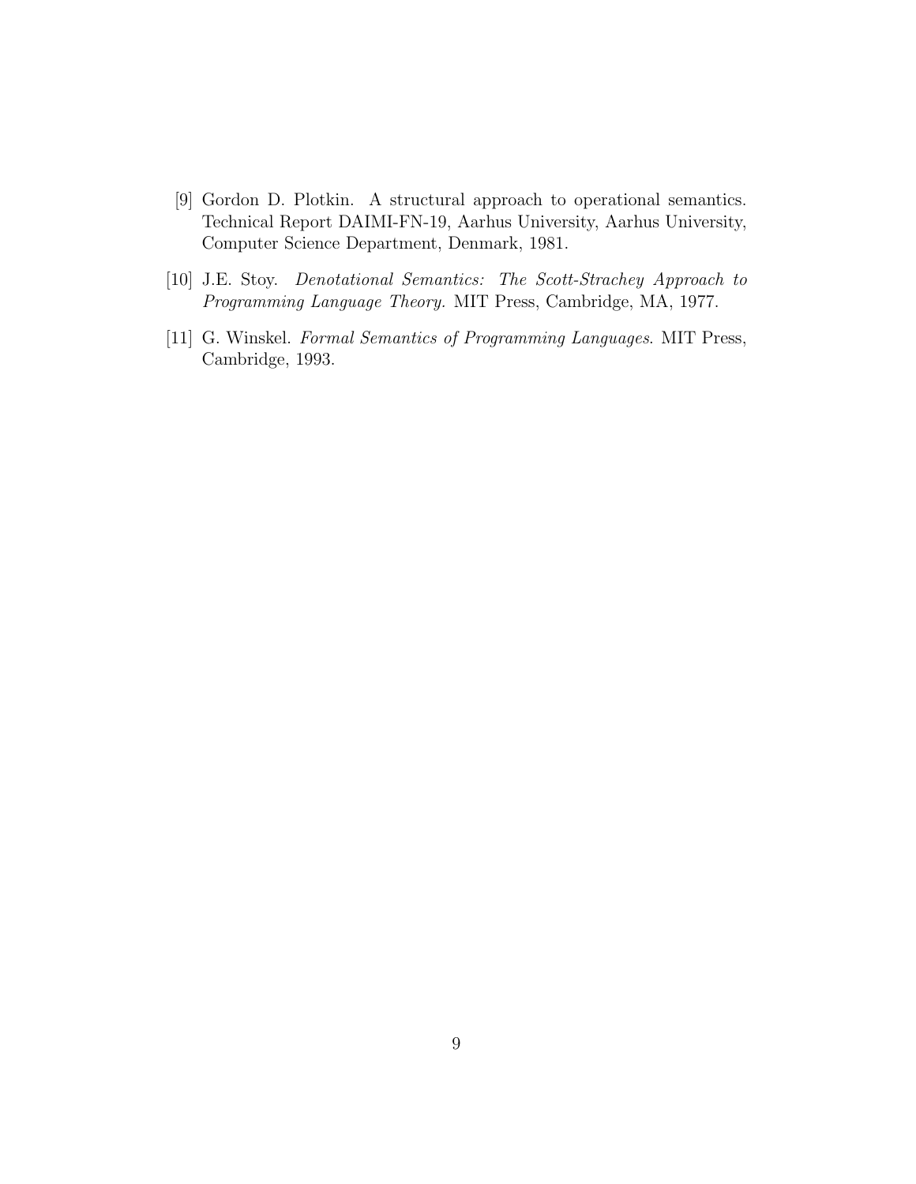[9] Gordon D. Plotkin. A structural approach to operational semantics. Technical Report DAIMI-FN-19, Aarhus University, Aarhus University, Computer Science Department, Denmark, 1981.

[10] J.E. Stoy. *Denotational Semantics: The Scott-Strachey Approach to Programming Language Theory.* MIT Press, Cambridge, MA, 1977.

[11] G. Winskel. *Formal Semantics of Programming Languages*. MIT Press, Cambridge, 1993.